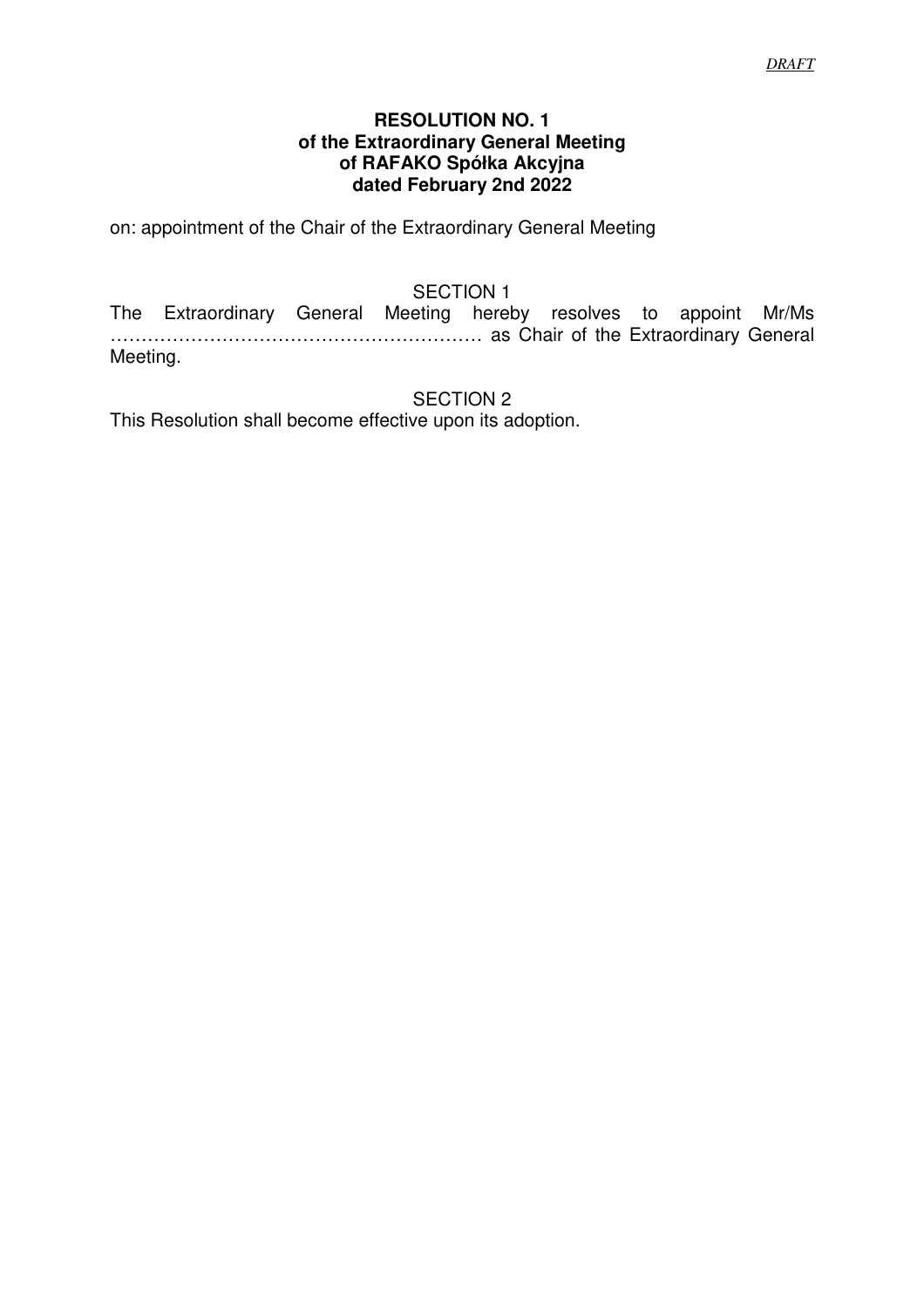*DRAFT*

**RESOLUTION NO. 1**
**of the Extraordinary General Meeting**
**of RAFAKO Spółka Akcyjna**
**dated February 2nd 2022**

on: appointment of the Chair of the Extraordinary General Meeting

SECTION 1

The Extraordinary General Meeting hereby resolves to appoint Mr/Ms …………………………………………………… as Chair of the Extraordinary General Meeting.

SECTION 2

This Resolution shall become effective upon its adoption.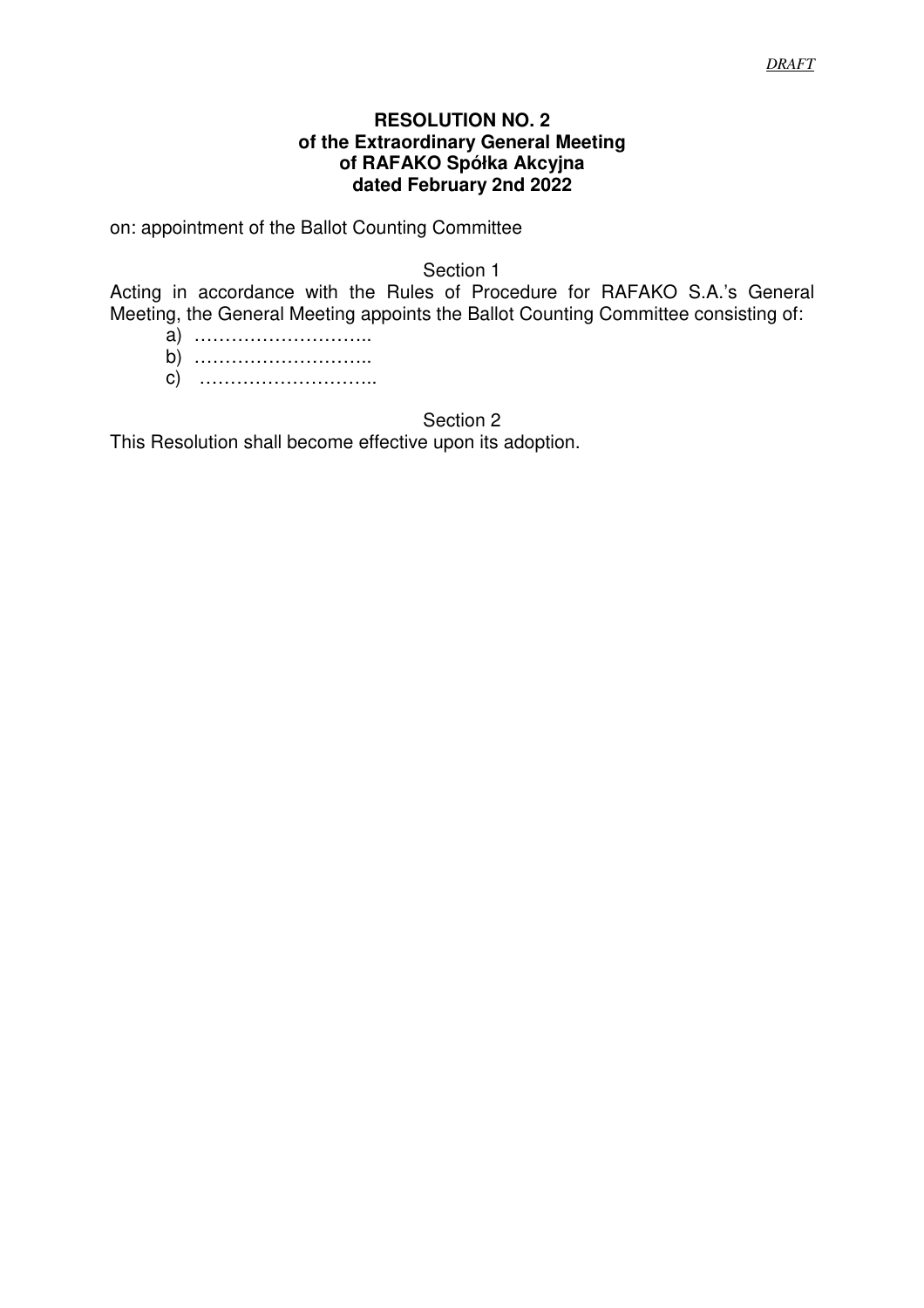*DRAFT*

**RESOLUTION NO. 2**
**of the Extraordinary General Meeting**
**of RAFAKO Spółka Akcyjna**
**dated February 2nd 2022**

on: appointment of the Ballot Counting Committee

Section 1

Acting in accordance with the Rules of Procedure for RAFAKO S.A.'s General Meeting, the General Meeting appoints the Ballot Counting Committee consisting of:

a) ………………………..
b) ………………………..
c) ………………………..

Section 2

This Resolution shall become effective upon its adoption.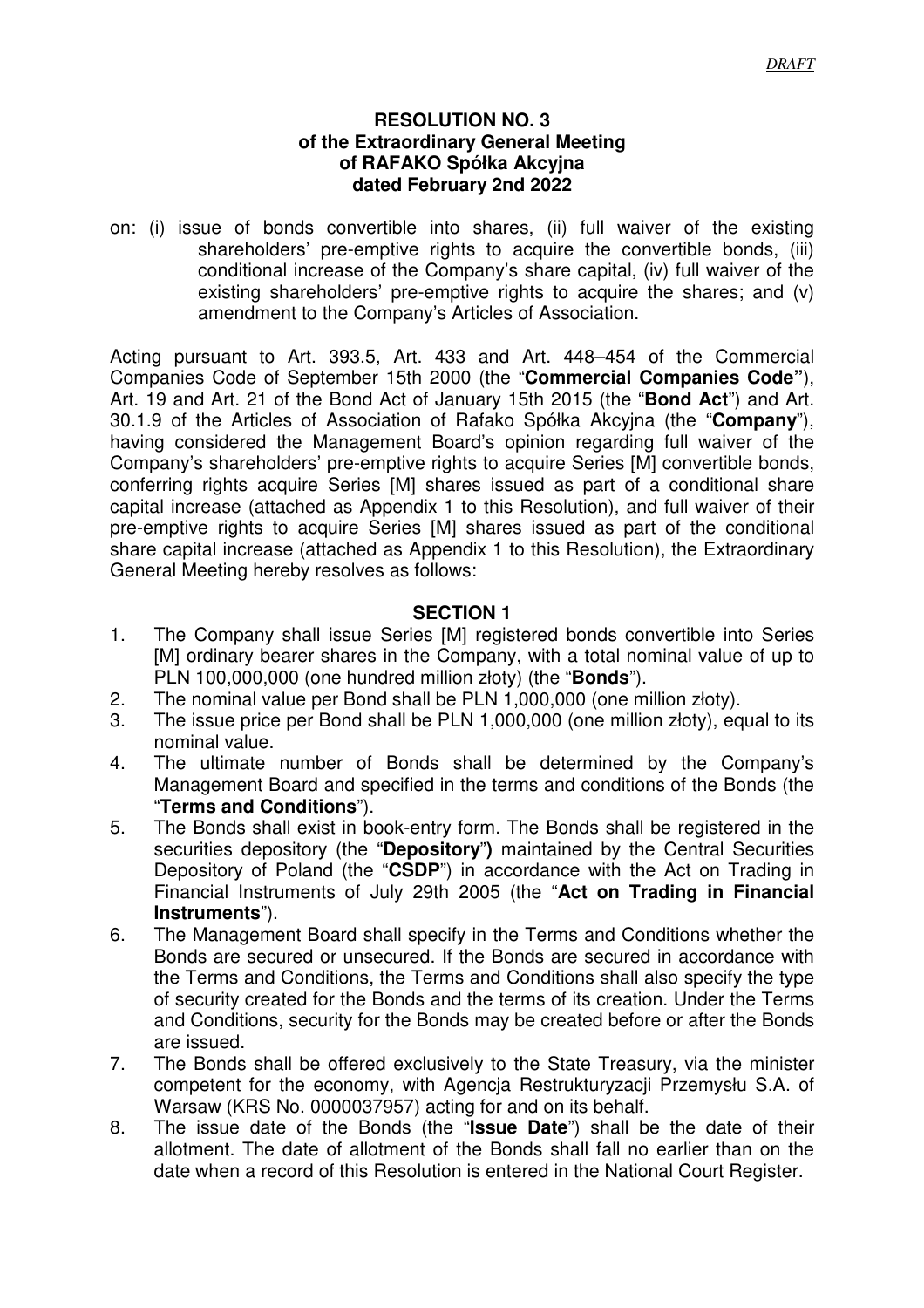*DRAFT*

**RESOLUTION NO. 3**
**of the Extraordinary General Meeting**
**of RAFAKO Spółka Akcyjna**
**dated February 2nd 2022**

on: (i) issue of bonds convertible into shares, (ii) full waiver of the existing shareholders' pre-emptive rights to acquire the convertible bonds, (iii) conditional increase of the Company's share capital, (iv) full waiver of the existing shareholders' pre-emptive rights to acquire the shares; and (v) amendment to the Company's Articles of Association.

Acting pursuant to Art. 393.5, Art. 433 and Art. 448–454 of the Commercial Companies Code of September 15th 2000 (the "**Commercial Companies Code"**), Art. 19 and Art. 21 of the Bond Act of January 15th 2015 (the "**Bond Act**") and Art. 30.1.9 of the Articles of Association of Rafako Spółka Akcyjna (the "**Company**"), having considered the Management Board's opinion regarding full waiver of the Company's shareholders' pre-emptive rights to acquire Series [M] convertible bonds, conferring rights acquire Series [M] shares issued as part of a conditional share capital increase (attached as Appendix 1 to this Resolution), and full waiver of their pre-emptive rights to acquire Series [M] shares issued as part of the conditional share capital increase (attached as Appendix 1 to this Resolution), the Extraordinary General Meeting hereby resolves as follows:

**SECTION 1**

1. The Company shall issue Series [M] registered bonds convertible into Series [M] ordinary bearer shares in the Company, with a total nominal value of up to PLN 100,000,000 (one hundred million złoty) (the "**Bonds**").
2. The nominal value per Bond shall be PLN 1,000,000 (one million złoty).
3. The issue price per Bond shall be PLN 1,000,000 (one million złoty), equal to its nominal value.
4. The ultimate number of Bonds shall be determined by the Company's Management Board and specified in the terms and conditions of the Bonds (the "**Terms and Conditions**").
5. The Bonds shall exist in book-entry form. The Bonds shall be registered in the securities depository (the "**Depository**"**)** maintained by the Central Securities Depository of Poland (the "**CSDP**") in accordance with the Act on Trading in Financial Instruments of July 29th 2005 (the "**Act on Trading in Financial Instruments**").
6. The Management Board shall specify in the Terms and Conditions whether the Bonds are secured or unsecured. If the Bonds are secured in accordance with the Terms and Conditions, the Terms and Conditions shall also specify the type of security created for the Bonds and the terms of its creation. Under the Terms and Conditions, security for the Bonds may be created before or after the Bonds are issued.
7. The Bonds shall be offered exclusively to the State Treasury, via the minister competent for the economy, with Agencja Restrukturyzacji Przemysłu S.A. of Warsaw (KRS No. 0000037957) acting for and on its behalf.
8. The issue date of the Bonds (the "**Issue Date**") shall be the date of their allotment. The date of allotment of the Bonds shall fall no earlier than on the date when a record of this Resolution is entered in the National Court Register.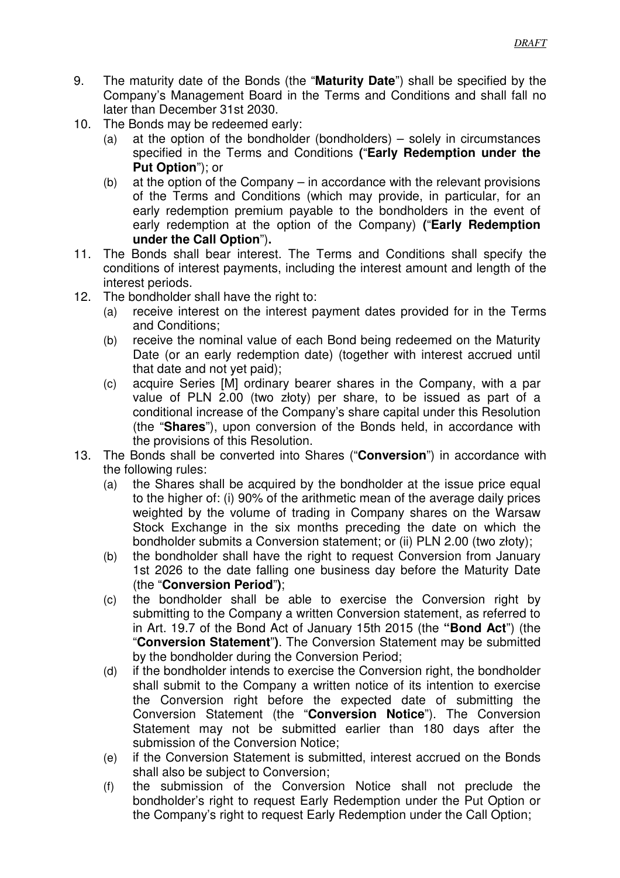9. The maturity date of the Bonds (the "**Maturity Date**") shall be specified by the Company's Management Board in the Terms and Conditions and shall fall no later than December 31st 2030.
10. The Bonds may be redeemed early:
    (a) at the option of the bondholder (bondholders) – solely in circumstances specified in the Terms and Conditions **(**"**Early Redemption under the Put Option**"); or
    (b) at the option of the Company – in accordance with the relevant provisions of the Terms and Conditions (which may provide, in particular, for an early redemption premium payable to the bondholders in the event of early redemption at the option of the Company) **(**"**Early Redemption under the Call Option**")**.**
11. The Bonds shall bear interest. The Terms and Conditions shall specify the conditions of interest payments, including the interest amount and length of the interest periods.
12. The bondholder shall have the right to:
    (a) receive interest on the interest payment dates provided for in the Terms and Conditions;
    (b) receive the nominal value of each Bond being redeemed on the Maturity Date (or an early redemption date) (together with interest accrued until that date and not yet paid);
    (c) acquire Series [M] ordinary bearer shares in the Company, with a par value of PLN 2.00 (two złoty) per share, to be issued as part of a conditional increase of the Company's share capital under this Resolution (the "**Shares**"), upon conversion of the Bonds held, in accordance with the provisions of this Resolution.
13. The Bonds shall be converted into Shares ("**Conversion**") in accordance with the following rules:
    (a) the Shares shall be acquired by the bondholder at the issue price equal to the higher of: (i) 90% of the arithmetic mean of the average daily prices weighted by the volume of trading in Company shares on the Warsaw Stock Exchange in the six months preceding the date on which the bondholder submits a Conversion statement; or (ii) PLN 2.00 (two złoty);
    (b) the bondholder shall have the right to request Conversion from January 1st 2026 to the date falling one business day before the Maturity Date (the "**Conversion Period**"**)**;
    (c) the bondholder shall be able to exercise the Conversion right by submitting to the Company a written Conversion statement, as referred to in Art. 19.7 of the Bond Act of January 15th 2015 (the **"Bond Act**") (the "**Conversion Statement**"**)**. The Conversion Statement may be submitted by the bondholder during the Conversion Period;
    (d) if the bondholder intends to exercise the Conversion right, the bondholder shall submit to the Company a written notice of its intention to exercise the Conversion right before the expected date of submitting the Conversion Statement (the "**Conversion Notice**"). The Conversion Statement may not be submitted earlier than 180 days after the submission of the Conversion Notice;
    (e) if the Conversion Statement is submitted, interest accrued on the Bonds shall also be subject to Conversion;
    (f) the submission of the Conversion Notice shall not preclude the bondholder's right to request Early Redemption under the Put Option or the Company's right to request Early Redemption under the Call Option;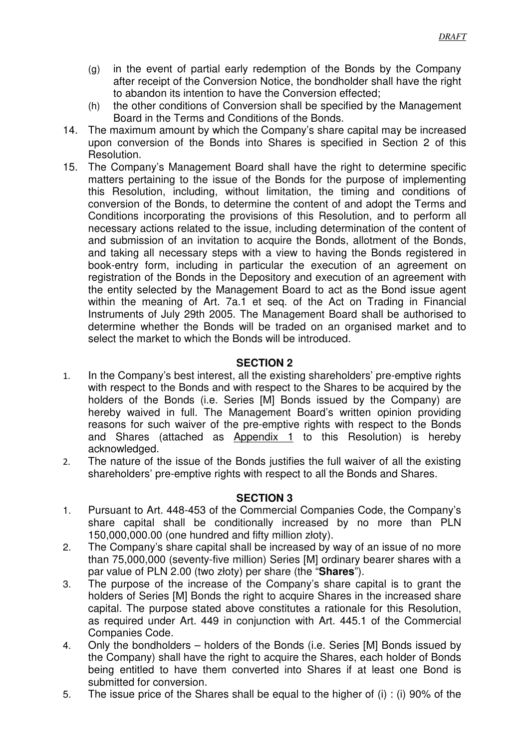(g) in the event of partial early redemption of the Bonds by the Company after receipt of the Conversion Notice, the bondholder shall have the right to abandon its intention to have the Conversion effected;

(h) the other conditions of Conversion shall be specified by the Management Board in the Terms and Conditions of the Bonds.

14. The maximum amount by which the Company's share capital may be increased upon conversion of the Bonds into Shares is specified in Section 2 of this Resolution.

15. The Company's Management Board shall have the right to determine specific matters pertaining to the issue of the Bonds for the purpose of implementing this Resolution, including, without limitation, the timing and conditions of conversion of the Bonds, to determine the content of and adopt the Terms and Conditions incorporating the provisions of this Resolution, and to perform all necessary actions related to the issue, including determination of the content of and submission of an invitation to acquire the Bonds, allotment of the Bonds, and taking all necessary steps with a view to having the Bonds registered in book-entry form, including in particular the execution of an agreement on registration of the Bonds in the Depository and execution of an agreement with the entity selected by the Management Board to act as the Bond issue agent within the meaning of Art. 7a.1 et seq. of the Act on Trading in Financial Instruments of July 29th 2005. The Management Board shall be authorised to determine whether the Bonds will be traded on an organised market and to select the market to which the Bonds will be introduced.

## SECTION 2

1. In the Company's best interest, all the existing shareholders' pre-emptive rights with respect to the Bonds and with respect to the Shares to be acquired by the holders of the Bonds (i.e. Series [M] Bonds issued by the Company) are hereby waived in full. The Management Board's written opinion providing reasons for such waiver of the pre-emptive rights with respect to the Bonds and Shares (attached as Appendix 1 to this Resolution) is hereby acknowledged.
2. The nature of the issue of the Bonds justifies the full waiver of all the existing shareholders' pre-emptive rights with respect to all the Bonds and Shares.

## SECTION 3

1. Pursuant to Art. 448-453 of the Commercial Companies Code, the Company's share capital shall be conditionally increased by no more than PLN 150,000,000.00 (one hundred and fifty million złoty).
2. The Company's share capital shall be increased by way of an issue of no more than 75,000,000 (seventy-five million) Series [M] ordinary bearer shares with a par value of PLN 2.00 (two złoty) per share (the "**Shares**").
3. The purpose of the increase of the Company's share capital is to grant the holders of Series [M] Bonds the right to acquire Shares in the increased share capital. The purpose stated above constitutes a rationale for this Resolution, as required under Art. 449 in conjunction with Art. 445.1 of the Commercial Companies Code.
4. Only the bondholders – holders of the Bonds (i.e. Series [M] Bonds issued by the Company) shall have the right to acquire the Shares, each holder of Bonds being entitled to have them converted into Shares if at least one Bond is submitted for conversion.
5. The issue price of the Shares shall be equal to the higher of (i) : (i) 90% of the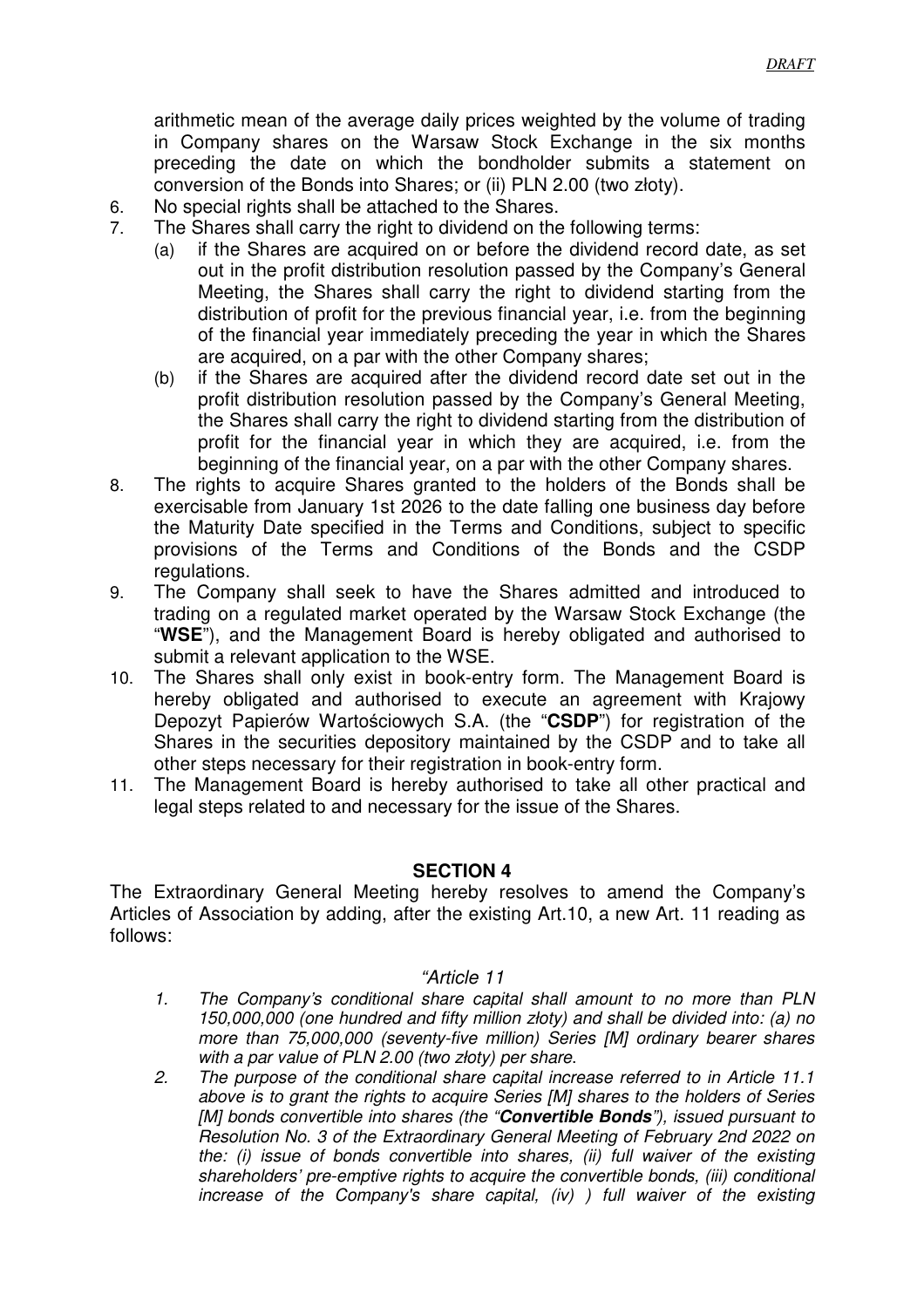arithmetic mean of the average daily prices weighted by the volume of trading in Company shares on the Warsaw Stock Exchange in the six months preceding the date on which the bondholder submits a statement on conversion of the Bonds into Shares; or (ii) PLN 2.00 (two złoty).

6. No special rights shall be attached to the Shares.
7. The Shares shall carry the right to dividend on the following terms:
   (a) if the Shares are acquired on or before the dividend record date, as set out in the profit distribution resolution passed by the Company's General Meeting, the Shares shall carry the right to dividend starting from the distribution of profit for the previous financial year, i.e. from the beginning of the financial year immediately preceding the year in which the Shares are acquired, on a par with the other Company shares;
   (b) if the Shares are acquired after the dividend record date set out in the profit distribution resolution passed by the Company's General Meeting, the Shares shall carry the right to dividend starting from the distribution of profit for the financial year in which they are acquired, i.e. from the beginning of the financial year, on a par with the other Company shares.
8. The rights to acquire Shares granted to the holders of the Bonds shall be exercisable from January 1st 2026 to the date falling one business day before the Maturity Date specified in the Terms and Conditions, subject to specific provisions of the Terms and Conditions of the Bonds and the CSDP regulations.
9. The Company shall seek to have the Shares admitted and introduced to trading on a regulated market operated by the Warsaw Stock Exchange (the "**WSE**"), and the Management Board is hereby obligated and authorised to submit a relevant application to the WSE.
10. The Shares shall only exist in book-entry form. The Management Board is hereby obligated and authorised to execute an agreement with Krajowy Depozyt Papierów Wartościowych S.A. (the "**CSDP**") for registration of the Shares in the securities depository maintained by the CSDP and to take all other steps necessary for their registration in book-entry form.
11. The Management Board is hereby authorised to take all other practical and legal steps related to and necessary for the issue of the Shares.

## SECTION 4

The Extraordinary General Meeting hereby resolves to amend the Company's Articles of Association by adding, after the existing Art.10, a new Art. 11 reading as follows:

*"Article 11*

1. *The Company's conditional share capital shall amount to no more than PLN 150,000,000 (one hundred and fifty million złoty) and shall be divided into: (a) no more than 75,000,000 (seventy-five million) Series [M] ordinary bearer shares with a par value of PLN 2.00 (two złoty) per share.*
2. *The purpose of the conditional share capital increase referred to in Article 11.1 above is to grant the rights to acquire Series [M] shares to the holders of Series [M] bonds convertible into shares (the "**Convertible Bonds**"), issued pursuant to Resolution No. 3 of the Extraordinary General Meeting of February 2nd 2022 on the: (i) issue of bonds convertible into shares, (ii) full waiver of the existing shareholders' pre-emptive rights to acquire the convertible bonds, (iii) conditional increase of the Company's share capital, (iv) ) full waiver of the existing*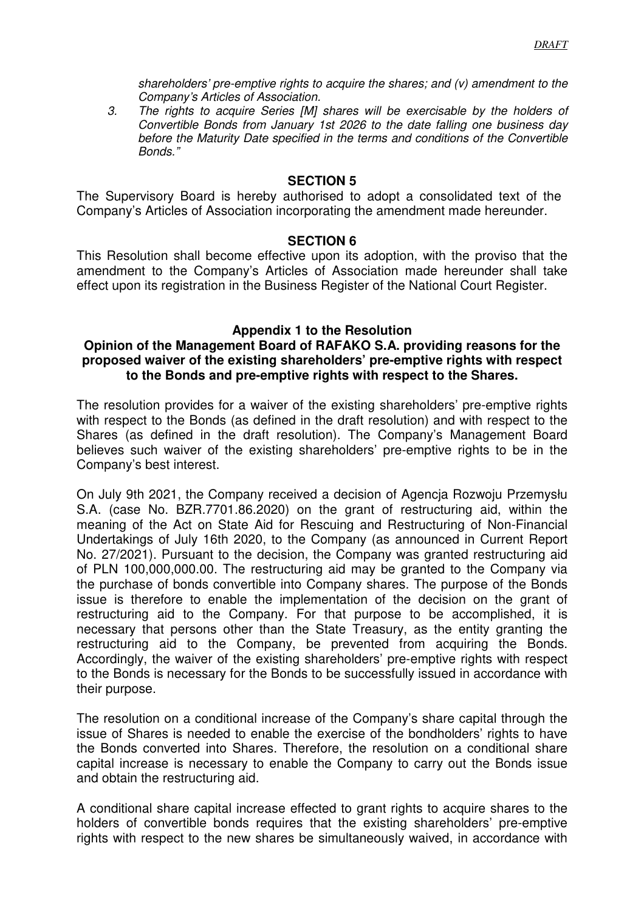*shareholders' pre-emptive rights to acquire the shares; and (v) amendment to the Company's Articles of Association.*

3. *The rights to acquire Series [M] shares will be exercisable by the holders of Convertible Bonds from January 1st 2026 to the date falling one business day before the Maturity Date specified in the terms and conditions of the Convertible Bonds."*

**SECTION 5**

The Supervisory Board is hereby authorised to adopt a consolidated text of the Company's Articles of Association incorporating the amendment made hereunder.

**SECTION 6**

This Resolution shall become effective upon its adoption, with the proviso that the amendment to the Company's Articles of Association made hereunder shall take effect upon its registration in the Business Register of the National Court Register.

**Appendix 1 to the Resolution**

**Opinion of the Management Board of RAFAKO S.A. providing reasons for the proposed waiver of the existing shareholders' pre-emptive rights with respect to the Bonds and pre-emptive rights with respect to the Shares.**

The resolution provides for a waiver of the existing shareholders' pre-emptive rights with respect to the Bonds (as defined in the draft resolution) and with respect to the Shares (as defined in the draft resolution). The Company's Management Board believes such waiver of the existing shareholders' pre-emptive rights to be in the Company's best interest.

On July 9th 2021, the Company received a decision of Agencja Rozwoju Przemysłu S.A. (case No. BZR.7701.86.2020) on the grant of restructuring aid, within the meaning of the Act on State Aid for Rescuing and Restructuring of Non-Financial Undertakings of July 16th 2020, to the Company (as announced in Current Report No. 27/2021). Pursuant to the decision, the Company was granted restructuring aid of PLN 100,000,000.00. The restructuring aid may be granted to the Company via the purchase of bonds convertible into Company shares. The purpose of the Bonds issue is therefore to enable the implementation of the decision on the grant of restructuring aid to the Company. For that purpose to be accomplished, it is necessary that persons other than the State Treasury, as the entity granting the restructuring aid to the Company, be prevented from acquiring the Bonds. Accordingly, the waiver of the existing shareholders' pre-emptive rights with respect to the Bonds is necessary for the Bonds to be successfully issued in accordance with their purpose.

The resolution on a conditional increase of the Company's share capital through the issue of Shares is needed to enable the exercise of the bondholders' rights to have the Bonds converted into Shares. Therefore, the resolution on a conditional share capital increase is necessary to enable the Company to carry out the Bonds issue and obtain the restructuring aid.

A conditional share capital increase effected to grant rights to acquire shares to the holders of convertible bonds requires that the existing shareholders' pre-emptive rights with respect to the new shares be simultaneously waived, in accordance with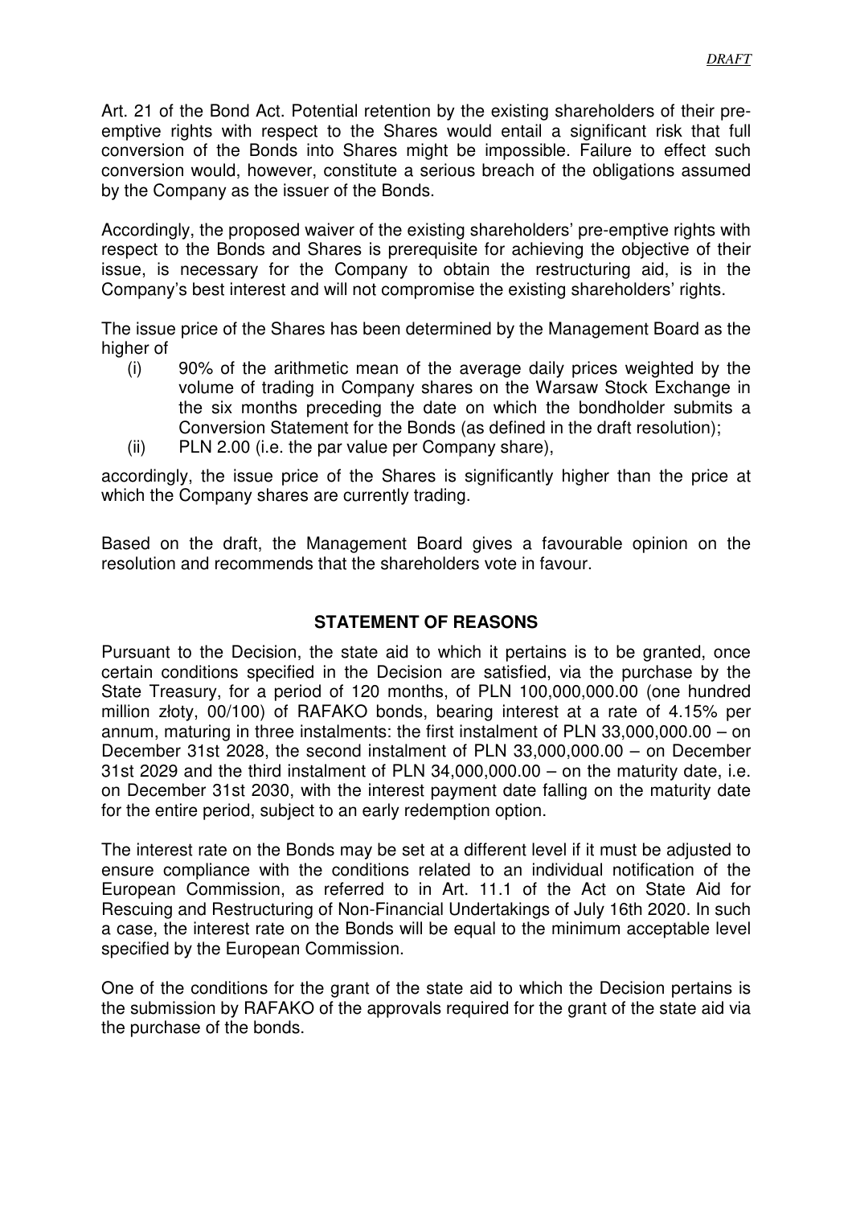Art. 21 of the Bond Act. Potential retention by the existing shareholders of their pre-emptive rights with respect to the Shares would entail a significant risk that full conversion of the Bonds into Shares might be impossible. Failure to effect such conversion would, however, constitute a serious breach of the obligations assumed by the Company as the issuer of the Bonds.

Accordingly, the proposed waiver of the existing shareholders' pre-emptive rights with respect to the Bonds and Shares is prerequisite for achieving the objective of their issue, is necessary for the Company to obtain the restructuring aid, is in the Company's best interest and will not compromise the existing shareholders' rights.

The issue price of the Shares has been determined by the Management Board as the higher of

(i) 90% of the arithmetic mean of the average daily prices weighted by the volume of trading in Company shares on the Warsaw Stock Exchange in the six months preceding the date on which the bondholder submits a Conversion Statement for the Bonds (as defined in the draft resolution);

(ii) PLN 2.00 (i.e. the par value per Company share),

accordingly, the issue price of the Shares is significantly higher than the price at which the Company shares are currently trading.

Based on the draft, the Management Board gives a favourable opinion on the resolution and recommends that the shareholders vote in favour.

## STATEMENT OF REASONS

Pursuant to the Decision, the state aid to which it pertains is to be granted, once certain conditions specified in the Decision are satisfied, via the purchase by the State Treasury, for a period of 120 months, of PLN 100,000,000.00 (one hundred million złoty, 00/100) of RAFAKO bonds, bearing interest at a rate of 4.15% per annum, maturing in three instalments: the first instalment of PLN 33,000,000.00 – on December 31st 2028, the second instalment of PLN 33,000,000.00 – on December 31st 2029 and the third instalment of PLN 34,000,000.00 – on the maturity date, i.e. on December 31st 2030, with the interest payment date falling on the maturity date for the entire period, subject to an early redemption option.

The interest rate on the Bonds may be set at a different level if it must be adjusted to ensure compliance with the conditions related to an individual notification of the European Commission, as referred to in Art. 11.1 of the Act on State Aid for Rescuing and Restructuring of Non-Financial Undertakings of July 16th 2020. In such a case, the interest rate on the Bonds will be equal to the minimum acceptable level specified by the European Commission.

One of the conditions for the grant of the state aid to which the Decision pertains is the submission by RAFAKO of the approvals required for the grant of the state aid via the purchase of the bonds.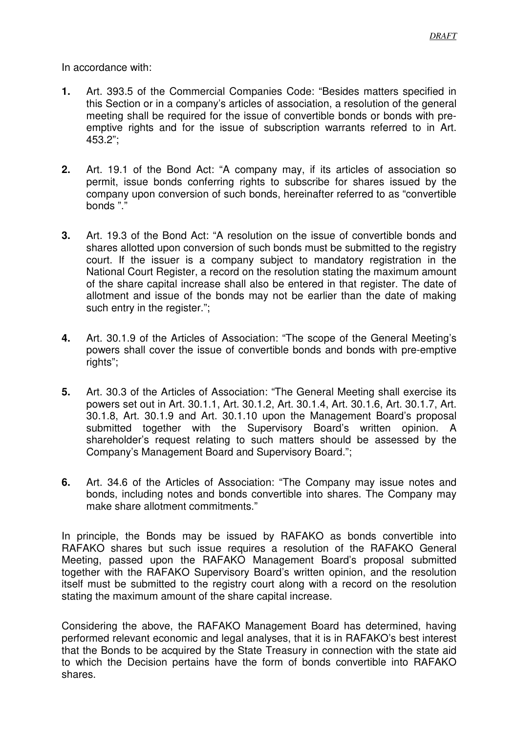*DRAFT*

In accordance with:

1. Art. 393.5 of the Commercial Companies Code: "Besides matters specified in this Section or in a company's articles of association, a resolution of the general meeting shall be required for the issue of convertible bonds or bonds with pre-emptive rights and for the issue of subscription warrants referred to in Art. 453.2";

2. Art. 19.1 of the Bond Act: "A company may, if its articles of association so permit, issue bonds conferring rights to subscribe for shares issued by the company upon conversion of such bonds, hereinafter referred to as "convertible bonds "."

3. Art. 19.3 of the Bond Act: "A resolution on the issue of convertible bonds and shares allotted upon conversion of such bonds must be submitted to the registry court. If the issuer is a company subject to mandatory registration in the National Court Register, a record on the resolution stating the maximum amount of the share capital increase shall also be entered in that register. The date of allotment and issue of the bonds may not be earlier than the date of making such entry in the register.";

4. Art. 30.1.9 of the Articles of Association: "The scope of the General Meeting's powers shall cover the issue of convertible bonds and bonds with pre-emptive rights";

5. Art. 30.3 of the Articles of Association: "The General Meeting shall exercise its powers set out in Art. 30.1.1, Art. 30.1.2, Art. 30.1.4, Art. 30.1.6, Art. 30.1.7, Art. 30.1.8, Art. 30.1.9 and Art. 30.1.10 upon the Management Board's proposal submitted together with the Supervisory Board's written opinion. A shareholder's request relating to such matters should be assessed by the Company's Management Board and Supervisory Board.";

6. Art. 34.6 of the Articles of Association: "The Company may issue notes and bonds, including notes and bonds convertible into shares. The Company may make share allotment commitments."

In principle, the Bonds may be issued by RAFAKO as bonds convertible into RAFAKO shares but such issue requires a resolution of the RAFAKO General Meeting, passed upon the RAFAKO Management Board's proposal submitted together with the RAFAKO Supervisory Board's written opinion, and the resolution itself must be submitted to the registry court along with a record on the resolution stating the maximum amount of the share capital increase.

Considering the above, the RAFAKO Management Board has determined, having performed relevant economic and legal analyses, that it is in RAFAKO's best interest that the Bonds to be acquired by the State Treasury in connection with the state aid to which the Decision pertains have the form of bonds convertible into RAFAKO shares.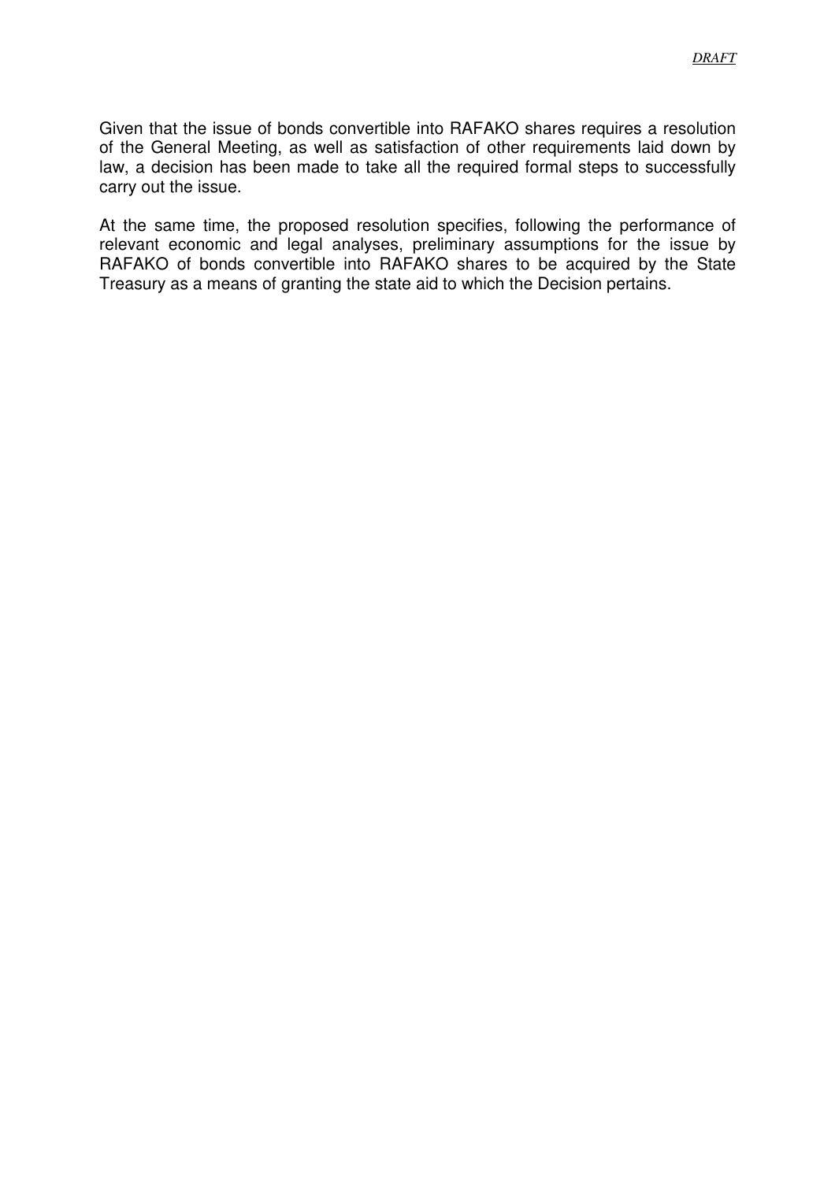*DRAFT*

Given that the issue of bonds convertible into RAFAKO shares requires a resolution of the General Meeting, as well as satisfaction of other requirements laid down by law, a decision has been made to take all the required formal steps to successfully carry out the issue.

At the same time, the proposed resolution specifies, following the performance of relevant economic and legal analyses, preliminary assumptions for the issue by RAFAKO of bonds convertible into RAFAKO shares to be acquired by the State Treasury as a means of granting the state aid to which the Decision pertains.